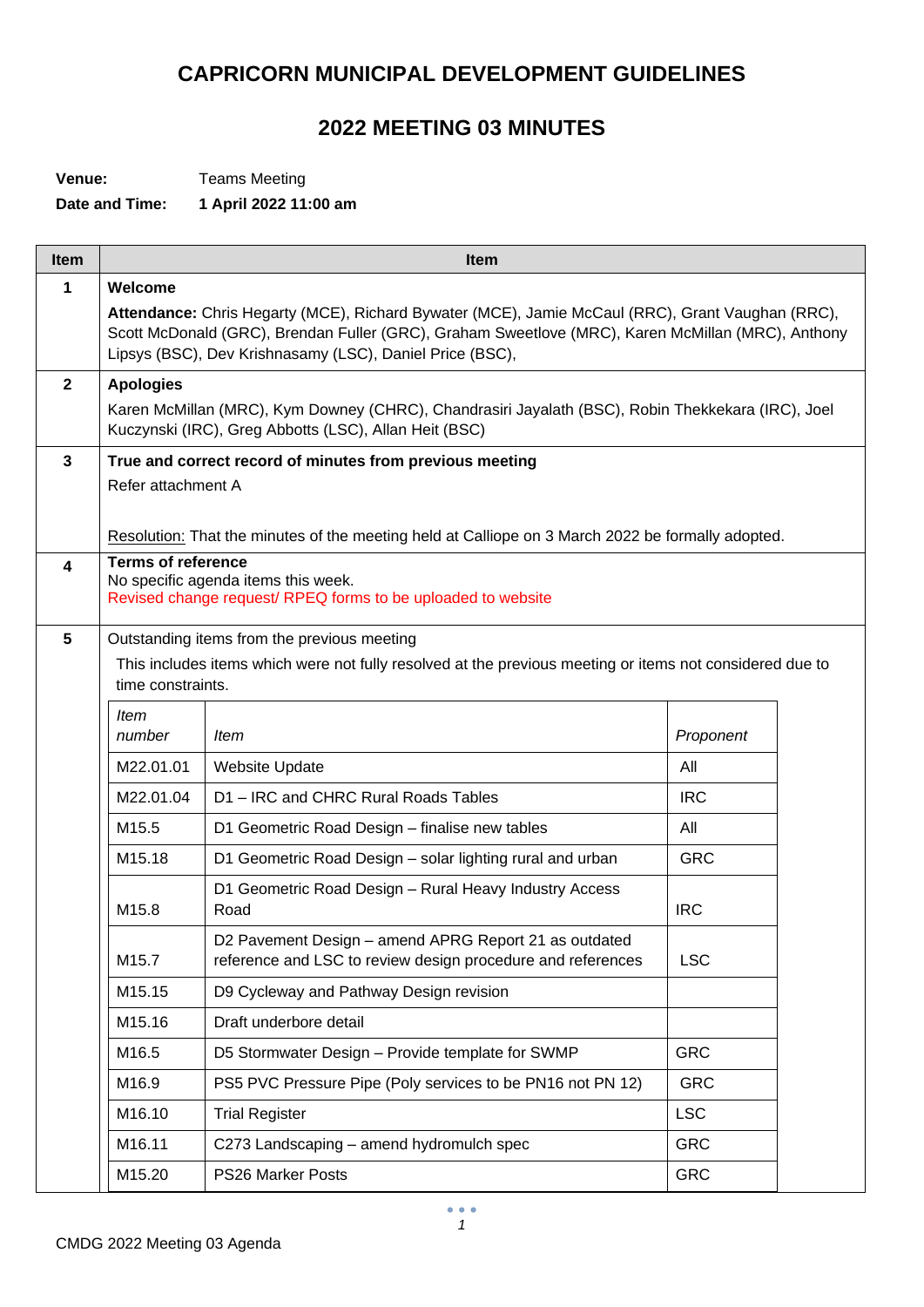# CAPRICORN MUNICIPAL DEVELOPMENT GUIDELINES

## 2022 MEETING 03 MINUTES

**Venue:** Teams Meeting

**Date and Time:** **1 April 2022 11:00 am**

| Item | Item |
|---|---|
| **1** | **Welcome**<br><br>**Attendance:** Chris Hegarty (MCE), Richard Bywater (MCE), Jamie McCaul (RRC), Grant Vaughan (RRC), Scott McDonald (GRC), Brendan Fuller (GRC), Graham Sweetlove (MRC), Karen McMillan (MRC), Anthony Lipsys (BSC), Dev Krishnasamy (LSC), Daniel Price (BSC), |
| **2** | **Apologies**<br><br>Karen McMillan (MRC), Kym Downey (CHRC), Chandrasiri Jayalath (BSC), Robin Thekkekara (IRC), Joel Kuczynski (IRC), Greg Abbotts (LSC), Allan Heit (BSC) |
| **3** | **True and correct record of minutes from previous meeting**<br><br>Refer attachment A<br><br>Resolution: That the minutes of the meeting held at Calliope on 3 March 2022 be formally adopted. |
| **4** | **Terms of reference**<br><br>No specific agenda items this week.<br>Revised change request/ RPEQ forms to be uploaded to website |
| **5** | Outstanding items from the previous meeting<br><br>This includes items which were not fully resolved at the previous meeting or items not considered due to time constraints. |

| *Item number* | *Item* | *Proponent* |
|---|---|---|
| M22.01.01 | Website Update | All |
| M22.01.04 | D1 – IRC and CHRC Rural Roads Tables | IRC |
| M15.5 | D1 Geometric Road Design – finalise new tables | All |
| M15.18 | D1 Geometric Road Design – solar lighting rural and urban | GRC |
| M15.8 | D1 Geometric Road Design – Rural Heavy Industry Access Road | IRC |
| M15.7 | D2 Pavement Design – amend APRG Report 21 as outdated reference and LSC to review design procedure and references | LSC |
| M15.15 | D9 Cycleway and Pathway Design revision | |
| M15.16 | Draft underbore detail | |
| M16.5 | D5 Stormwater Design – Provide template for SWMP | GRC |
| M16.9 | PS5 PVC Pressure Pipe (Poly services to be PN16 not PN 12) | GRC |
| M16.10 | Trial Register | LSC |
| M16.11 | C273 Landscaping – amend hydromulch spec | GRC |
| M15.20 | PS26 Marker Posts | GRC |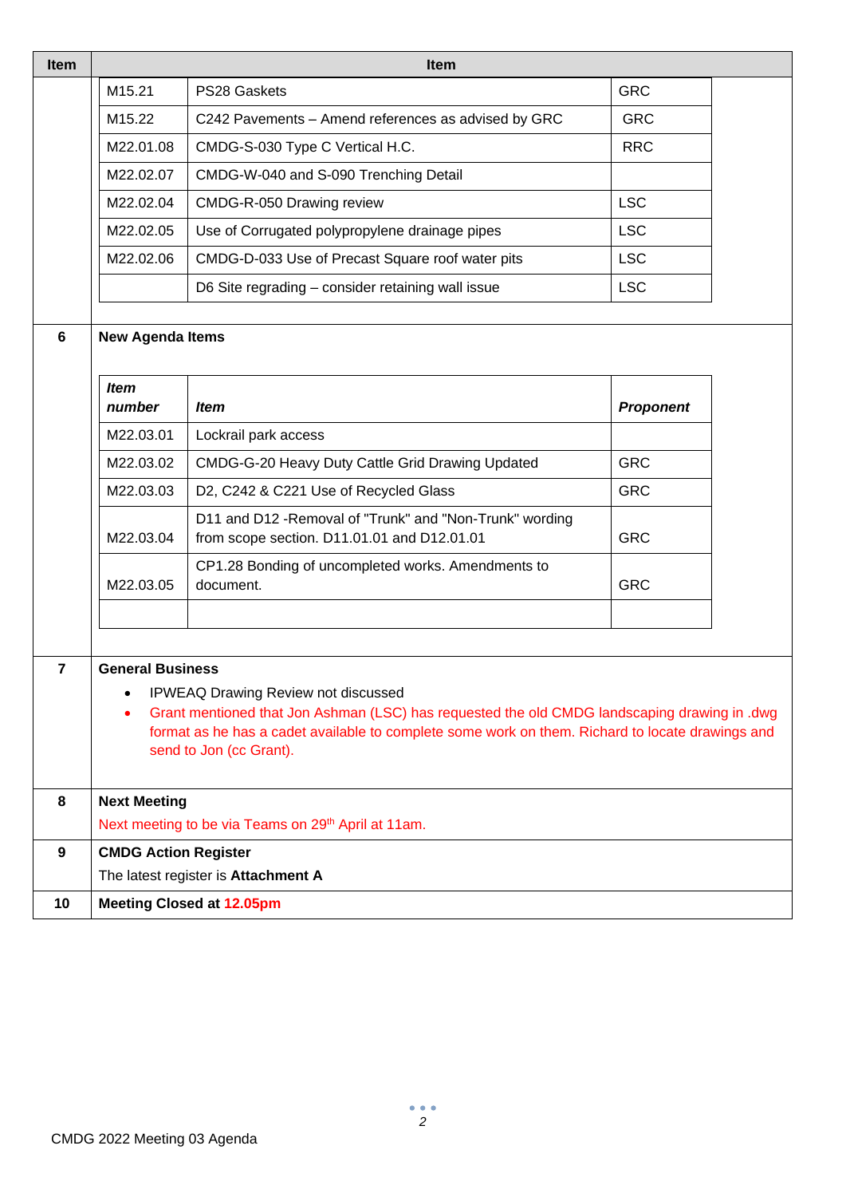| Item | Item |
|---|---|
| | |

| | | |
|---|---|---|
| M15.21 | PS28 Gaskets | GRC |
| M15.22 | C242 Pavements – Amend references as advised by GRC | GRC |
| M22.01.08 | CMDG-S-030 Type C Vertical H.C. | RRC |
| M22.02.07 | CMDG-W-040 and S-090 Trenching Detail | |
| M22.02.04 | CMDG-R-050 Drawing review | LSC |
| M22.02.05 | Use of Corrugated polypropylene drainage pipes | LSC |
| M22.02.06 | CMDG-D-033 Use of Precast Square roof water pits | LSC |
| | D6 Site regrading – consider retaining wall issue | LSC |

**6 New Agenda Items**

| ***Item number*** | ***Item*** | ***Proponent*** |
|---|---|---|
| M22.03.01 | Lockrail park access | |
| M22.03.02 | CMDG-G-20 Heavy Duty Cattle Grid Drawing Updated | GRC |
| M22.03.03 | D2, C242 & C221 Use of Recycled Glass | GRC |
| M22.03.04 | D11 and D12 -Removal of "Trunk" and "Non-Trunk" wording from scope section. D11.01.01 and D12.01.01 | GRC |
| M22.03.05 | CP1.28 Bonding of uncompleted works. Amendments to document. | GRC |
| | | |

**7 General Business**

- IPWEAQ Drawing Review not discussed
- Grant mentioned that Jon Ashman (LSC) has requested the old CMDG landscaping drawing in .dwg format as he has a cadet available to complete some work on them. Richard to locate drawings and send to Jon (cc Grant).

**8 Next Meeting**

Next meeting to be via Teams on 29th April at 11am.

**9 CMDG Action Register**

The latest register is **Attachment A**

**10 Meeting Closed at 12.05pm**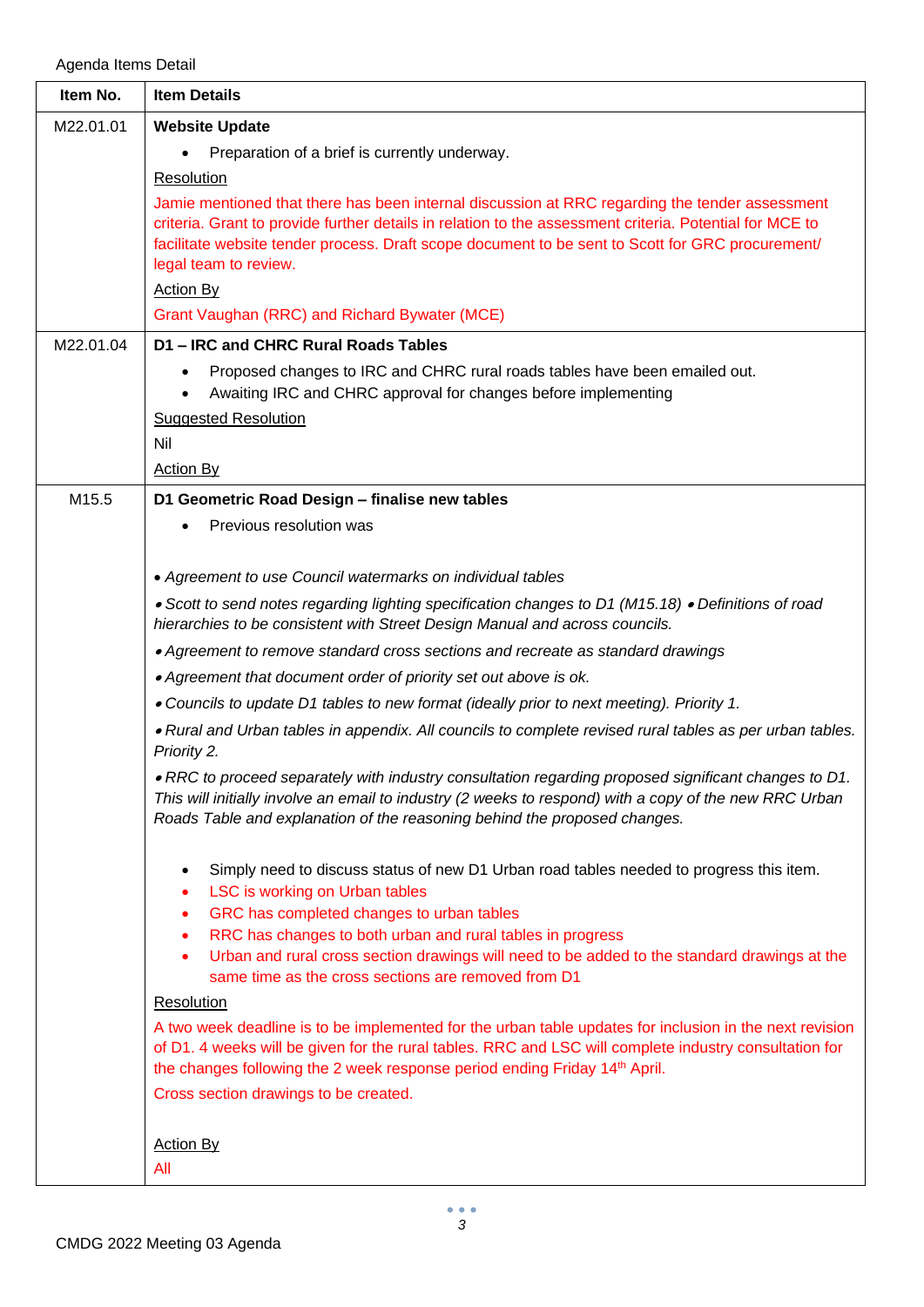Agenda Items Detail

| Item No. | Item Details |
|---|---|
| M22.01.01 | **Website Update**<br>• Preparation of a brief is currently underway.<br>Resolution<br>Jamie mentioned that there has been internal discussion at RRC regarding the tender assessment criteria. Grant to provide further details in relation to the assessment criteria. Potential for MCE to facilitate website tender process. Draft scope document to be sent to Scott for GRC procurement/ legal team to review.<br>Action By<br>Grant Vaughan (RRC) and Richard Bywater (MCE) |
| M22.01.04 | **D1 – IRC and CHRC Rural Roads Tables**<br>• Proposed changes to IRC and CHRC rural roads tables have been emailed out.<br>• Awaiting IRC and CHRC approval for changes before implementing<br>Suggested Resolution<br>Nil<br>Action By |
| M15.5 | **D1 Geometric Road Design – finalise new tables**<br>• Previous resolution was<br><br>• *Agreement to use Council watermarks on individual tables*<br>• *Scott to send notes regarding lighting specification changes to D1 (M15.18)* • *Definitions of road hierarchies to be consistent with Street Design Manual and across councils.*<br>• *Agreement to remove standard cross sections and recreate as standard drawings*<br>• *Agreement that document order of priority set out above is ok.*<br>• *Councils to update D1 tables to new format (ideally prior to next meeting). Priority 1.*<br>• *Rural and Urban tables in appendix. All councils to complete revised rural tables as per urban tables. Priority 2.*<br>• *RRC to proceed separately with industry consultation regarding proposed significant changes to D1. This will initially involve an email to industry (2 weeks to respond) with a copy of the new RRC Urban Roads Table and explanation of the reasoning behind the proposed changes.*<br><br>• Simply need to discuss status of new D1 Urban road tables needed to progress this item.<br>• LSC is working on Urban tables<br>• GRC has completed changes to urban tables<br>• RRC has changes to both urban and rural tables in progress<br>• Urban and rural cross section drawings will need to be added to the standard drawings at the same time as the cross sections are removed from D1<br>Resolution<br>A two week deadline is to be implemented for the urban table updates for inclusion in the next revision of D1. 4 weeks will be given for the rural tables. RRC and LSC will complete industry consultation for the changes following the 2 week response period ending Friday 14th April.<br>Cross section drawings to be created.<br><br>Action By<br>All |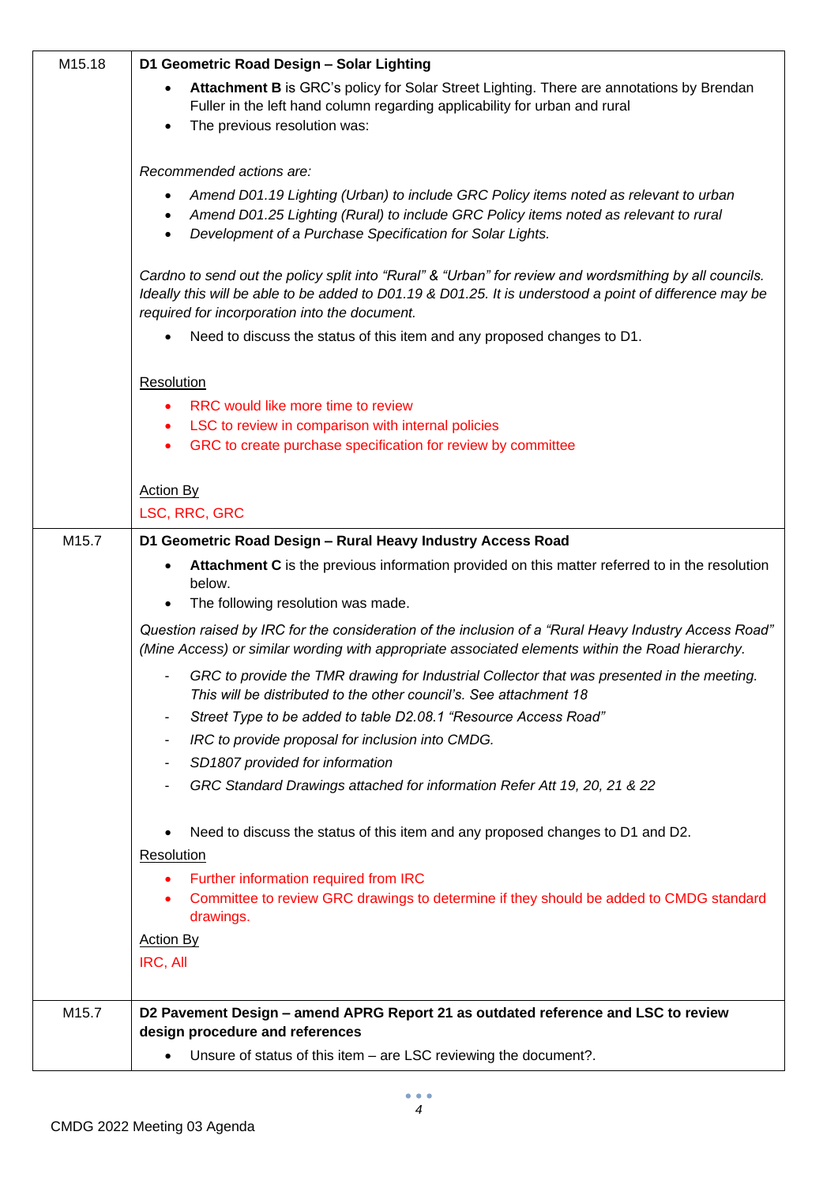| | |
|---|---|
| M15.18 | **D1 Geometric Road Design – Solar Lighting**<br>• **Attachment B** is GRC's policy for Solar Street Lighting. There are annotations by Brendan Fuller in the left hand column regarding applicability for urban and rural<br>• The previous resolution was:<br><br>*Recommended actions are:*<br>• *Amend D01.19 Lighting (Urban) to include GRC Policy items noted as relevant to urban*<br>• *Amend D01.25 Lighting (Rural) to include GRC Policy items noted as relevant to rural*<br>• *Development of a Purchase Specification for Solar Lights.*<br><br>*Cardno to send out the policy split into "Rural" & "Urban" for review and wordsmithing by all councils. Ideally this will be able to be added to D01.19 & D01.25. It is understood a point of difference may be required for incorporation into the document.*<br>• Need to discuss the status of this item and any proposed changes to D1.<br><br>Resolution<br>• RRC would like more time to review<br>• LSC to review in comparison with internal policies<br>• GRC to create purchase specification for review by committee<br><br>Action By<br>LSC, RRC, GRC |
| M15.7 | **D1 Geometric Road Design – Rural Heavy Industry Access Road**<br>• **Attachment C** is the previous information provided on this matter referred to in the resolution below.<br>• The following resolution was made.<br><br>*Question raised by IRC for the consideration of the inclusion of a "Rural Heavy Industry Access Road" (Mine Access) or similar wording with appropriate associated elements within the Road hierarchy.*<br>- *GRC to provide the TMR drawing for Industrial Collector that was presented in the meeting. This will be distributed to the other council's. See attachment 18*<br>- *Street Type to be added to table D2.08.1 "Resource Access Road"*<br>- *IRC to provide proposal for inclusion into CMDG.*<br>- *SD1807 provided for information*<br>- *GRC Standard Drawings attached for information Refer Att 19, 20, 21 & 22*<br><br>• Need to discuss the status of this item and any proposed changes to D1 and D2.<br><br>Resolution<br>• Further information required from IRC<br>• Committee to review GRC drawings to determine if they should be added to CMDG standard drawings.<br><br>Action By<br>IRC, All |
| M15.7 | **D2 Pavement Design – amend APRG Report 21 as outdated reference and LSC to review design procedure and references**<br>• Unsure of status of this item – are LSC reviewing the document?. |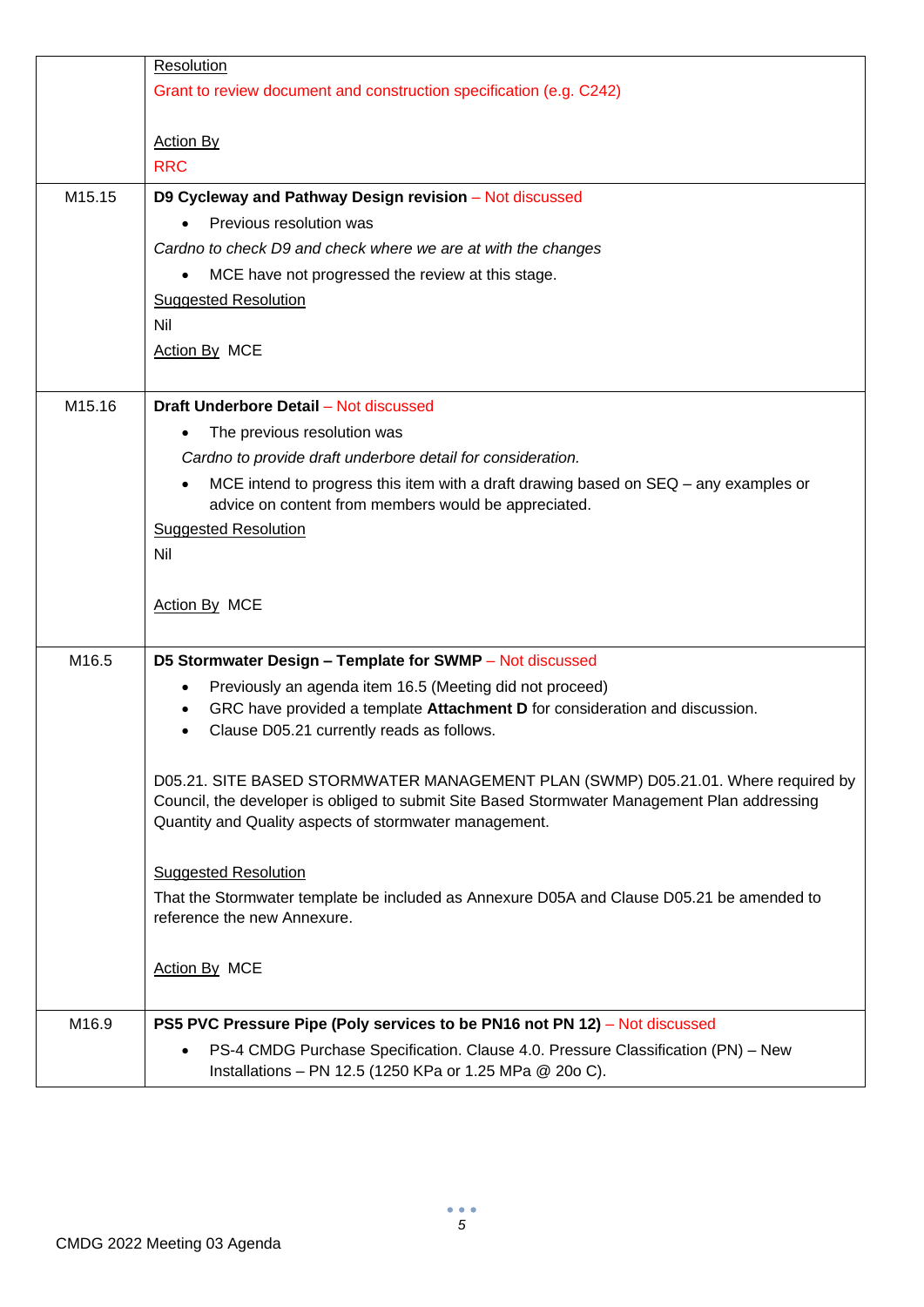| | |
|---|---|
| | Resolution<br>Grant to review document and construction specification (e.g. C242)<br><br>Action By<br>RRC |
| M15.15 | **D9 Cycleway and Pathway Design revision** – Not discussed<br>• Previous resolution was<br>*Cardno to check D9 and check where we are at with the changes*<br>• MCE have not progressed the review at this stage.<br>Suggested Resolution<br>Nil<br>Action By MCE |
| M15.16 | **Draft Underbore Detail** – Not discussed<br>• The previous resolution was<br>*Cardno to provide draft underbore detail for consideration.*<br>• MCE intend to progress this item with a draft drawing based on SEQ – any examples or advice on content from members would be appreciated.<br>Suggested Resolution<br>Nil<br><br>Action By MCE |
| M16.5 | **D5 Stormwater Design – Template for SWMP** – Not discussed<br>• Previously an agenda item 16.5 (Meeting did not proceed)<br>• GRC have provided a template **Attachment D** for consideration and discussion.<br>• Clause D05.21 currently reads as follows.<br><br>D05.21. SITE BASED STORMWATER MANAGEMENT PLAN (SWMP) D05.21.01. Where required by Council, the developer is obliged to submit Site Based Stormwater Management Plan addressing Quantity and Quality aspects of stormwater management.<br><br>Suggested Resolution<br>That the Stormwater template be included as Annexure D05A and Clause D05.21 be amended to reference the new Annexure.<br><br>Action By MCE |
| M16.9 | **PS5 PVC Pressure Pipe (Poly services to be PN16 not PN 12)** – Not discussed<br>• PS-4 CMDG Purchase Specification. Clause 4.0. Pressure Classification (PN) – New Installations – PN 12.5 (1250 KPa or 1.25 MPa @ 20o C). |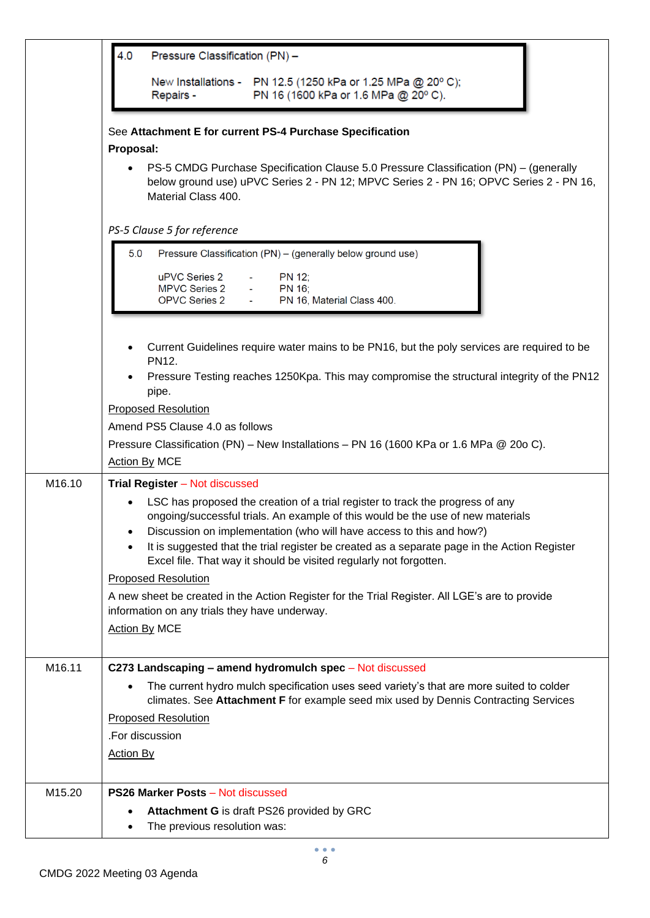| | |
|---|---|
| | 4.0 Pressure Classification (PN) – <br>New Installations - PN 12.5 (1250 kPa or 1.25 MPa @ 20° C);<br>Repairs - PN 16 (1600 kPa or 1.6 MPa @ 20° C).<br><br>See **Attachment E for current PS-4 Purchase Specification**<br>**Proposal:**<br>• PS-5 CMDG Purchase Specification Clause 5.0 Pressure Classification (PN) – (generally below ground use) uPVC Series 2 - PN 12; MPVC Series 2 - PN 16; OPVC Series 2 - PN 16, Material Class 400.<br><br>*PS-5 Clause 5 for reference*<br>5.0 Pressure Classification (PN) – (generally below ground use)<br>uPVC Series 2 - PN 12;<br>MPVC Series 2 - PN 16;<br>OPVC Series 2 - PN 16, Material Class 400.<br><br>• Current Guidelines require water mains to be PN16, but the poly services are required to be PN12.<br>• Pressure Testing reaches 1250Kpa. This may compromise the structural integrity of the PN12 pipe.<br><br><u>Proposed Resolution</u><br>Amend PS5 Clause 4.0 as follows<br>Pressure Classification (PN) – New Installations – PN 16 (1600 KPa or 1.6 MPa @ 20o C).<br><u>Action By</u> MCE |
| M16.10 | **Trial Register** – Not discussed<br>• LSC has proposed the creation of a trial register to track the progress of any ongoing/successful trials. An example of this would be the use of new materials<br>• Discussion on implementation (who will have access to this and how?)<br>• It is suggested that the trial register be created as a separate page in the Action Register Excel file. That way it should be visited regularly not forgotten.<br><br><u>Proposed Resolution</u><br>A new sheet be created in the Action Register for the Trial Register. All LGE's are to provide information on any trials they have underway.<br><u>Action By</u> MCE |
| M16.11 | **C273 Landscaping – amend hydromulch spec** – Not discussed<br>• The current hydro mulch specification uses seed variety's that are more suited to colder climates. See **Attachment F** for example seed mix used by Dennis Contracting Services<br><br><u>Proposed Resolution</u><br>.For discussion<br><u>Action By</u> |
| M15.20 | **PS26 Marker Posts** – Not discussed<br>• **Attachment G** is draft PS26 provided by GRC<br>• The previous resolution was: |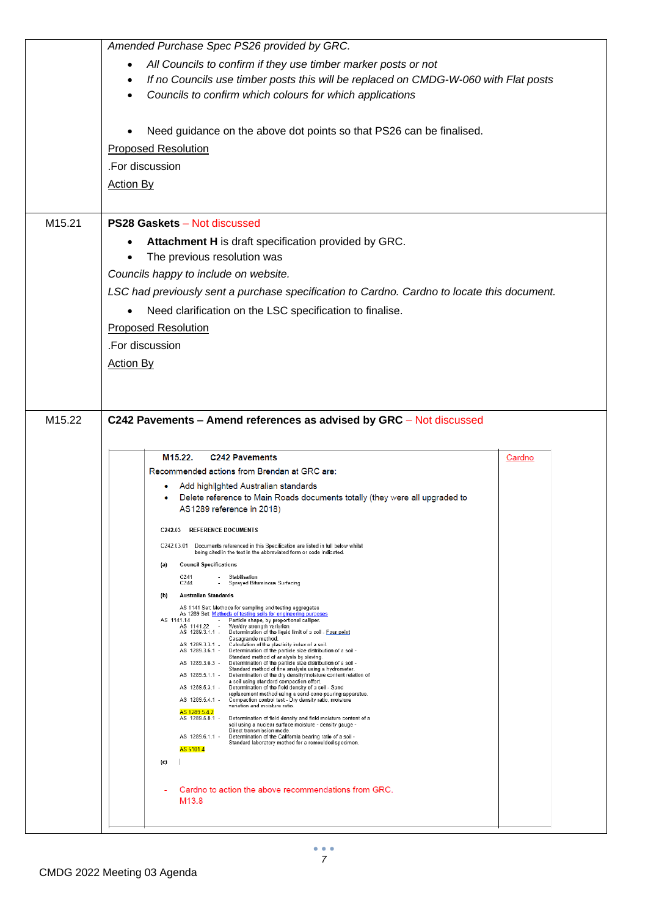| | |
|---|---|
| | *Amended Purchase Spec PS26 provided by GRC.*<br>• *All Councils to confirm if they use timber marker posts or not*<br>• *If no Councils use timber posts this will be replaced on CMDG-W-060 with Flat posts*<br>• *Councils to confirm which colours for which applications*<br><br>• Need guidance on the above dot points so that PS26 can be finalised.<br><u>Proposed Resolution</u><br>.For discussion<br><u>Action By</u> |
| M15.21 | **PS28 Gaskets** – Not discussed<br>• **Attachment H** is draft specification provided by GRC.<br>• The previous resolution was<br>*Councils happy to include on website.*<br>*LSC had previously sent a purchase specification to Cardno. Cardno to locate this document.*<br>• Need clarification on the LSC specification to finalise.<br><u>Proposed Resolution</u><br>.For discussion<br><u>Action By</u> |
| M15.22 | **C242 Pavements – Amend references as advised by GRC** – Not discussed<br><br>**M15.22. C242 Pavements** (Cardno)<br>Recommended actions from Brendan at GRC are:<br>• Add highlighted Australian standards<br>• Delete reference to Main Roads documents totally (they were all upgraded to AS1289 reference in 2018)<br><br>C242.03 REFERENCE DOCUMENTS<br>C242.03.01 Documents referenced in this Specification are listed in full below whilst being cited in the text in the abbreviated form or code indicated.<br>(a) Council Specifications<br>C241 - Stabilisation<br>C244 - Sprayed Bituminous Surfacing<br>(b) Australian Standards<br>AS 1141 Set: Methods for sampling and testing aggregates<br>As 1289 Set: Methods of testing soils for engineering purposes<br>AS 1141.14 - Particle shape, by proportional calliper.<br>AS 1141.22 - Wet/dry strength variation.<br>AS 1289.3.1.1 - Determination of the liquid limit of a soil - Four point Casagrande method.<br>AS 1289.3.3.1 - Calculation of the plasticity index of a soil.<br>AS 1289.3.6.1 - Determination of the particle size distribution of a soil - Standard method of analysis by sieving.<br>AS 1289.3.6.3 - Determination of the particle size distribution of a soil - Standard method of fine analysis using a hydrometer.<br>AS 1289.5.1.1 - Determination of the dry density/moisture content relation of a soil using standard compaction effort.<br>AS 1289.5.3.1 - Determination of the field density of a soil - Sand replacement method using a sand cone pouring apparatus.<br>AS 1289.5.4.1 - Compaction control test - Dry density ratio, moisture variation and moisture ratio.<br>AS 1289.5.4.2<br>AS 1289.5.8.1 - Determination of field density and field moisture content of a soil using a nuclear surface moisture - density gauge - Direct transmission mode.<br>AS 1289.6.1.1 - Determination of the California bearing ratio of a soil - Standard laboratory method for a remoulded specimen.<br>AS 5101.4<br>(c)<br><br>- Cardno to action the above recommendations from GRC. M13.8 |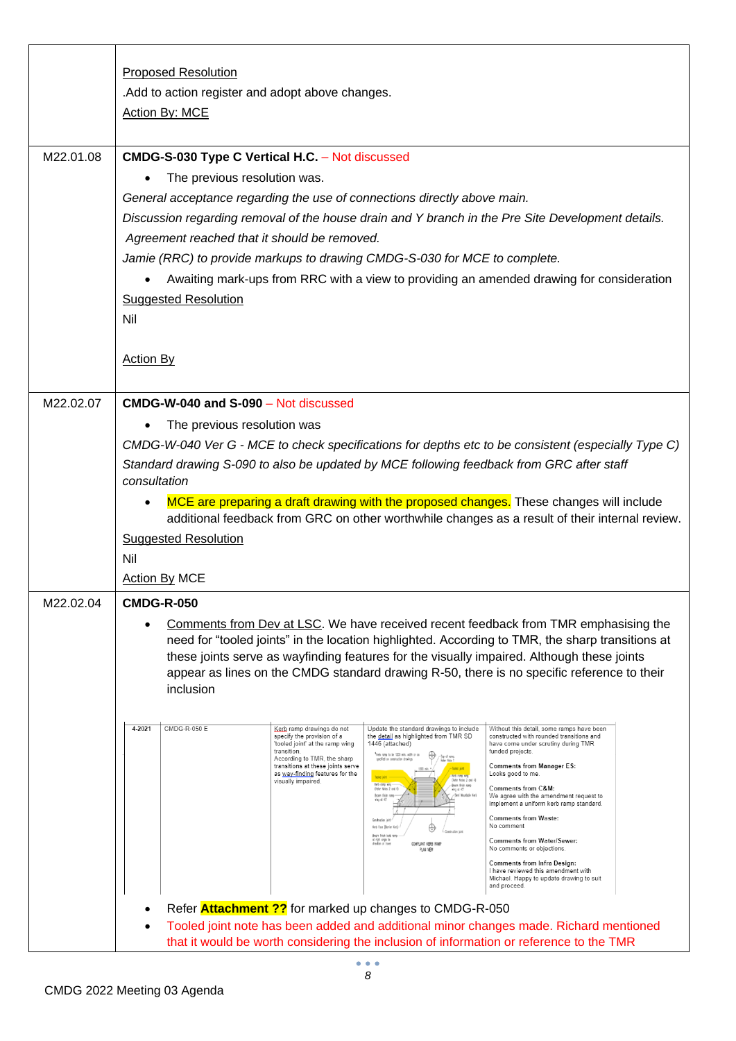| | |
|---|---|
| | Proposed Resolution<br>.Add to action register and adopt above changes.<br>Action By: MCE |
| M22.01.08 | **CMDG-S-030 Type C Vertical H.C.** – Not discussed<br>• The previous resolution was.<br>*General acceptance regarding the use of connections directly above main.*<br>*Discussion regarding removal of the house drain and Y branch in the Pre Site Development details.*<br>*Agreement reached that it should be removed.*<br>*Jamie (RRC) to provide markups to drawing CMDG-S-030 for MCE to complete.*<br>• Awaiting mark-ups from RRC with a view to providing an amended drawing for consideration<br>Suggested Resolution<br>Nil<br><br>Action By |
| M22.02.07 | **CMDG-W-040 and S-090** – Not discussed<br>• The previous resolution was<br>*CMDG-W-040 Ver G - MCE to check specifications for depths etc to be consistent (especially Type C)*<br>*Standard drawing S-090 to also be updated by MCE following feedback from GRC after staff consultation*<br>• MCE are preparing a draft drawing with the proposed changes. These changes will include additional feedback from GRC on other worthwhile changes as a result of their internal review.<br>Suggested Resolution<br>Nil<br>Action By MCE |
| M22.02.04 | **CMDG-R-050**<br>• Comments from Dev at LSC. We have received recent feedback from TMR emphasising the need for "tooled joints" in the location highlighted. According to TMR, the sharp transitions at these joints serve as wayfinding features for the visually impaired. Although these joints appear as lines on the CMDG standard drawing R-50, there is no specific reference to their inclusion<br><br>4-2021 \| CMDG-R-050 E \| Kerb ramp drawings do not specify the provision of a 'tooled joint' at the ramp wing transition. According to TMR, the sharp transitions at these joints serve as way-finding features for the visually impaired. \| Update the standard drawings to include the detail as highlighted from TMR SD 1446 (attached) \| Without this detail, some ramps have been constructed with rounded transitions and have come under scrutiny during TMR funded projects. **Comments from Manager ES:** Looks good to me. **Comments from C&M:** We agree with the amendment request to implement a uniform kerb ramp standard. **Comments from Waste:** No comment **Comments from Water/Sewer:** No comments or objections. **Comments from Infra Design:** I have reviewed this amendment with Michael. Happy to update drawing to suit and proceed.<br><br>• Refer **Attachment ??** for marked up changes to CMDG-R-050<br>• Tooled joint note has been added and additional minor changes made. Richard mentioned that it would be worth considering the inclusion of information or reference to the TMR |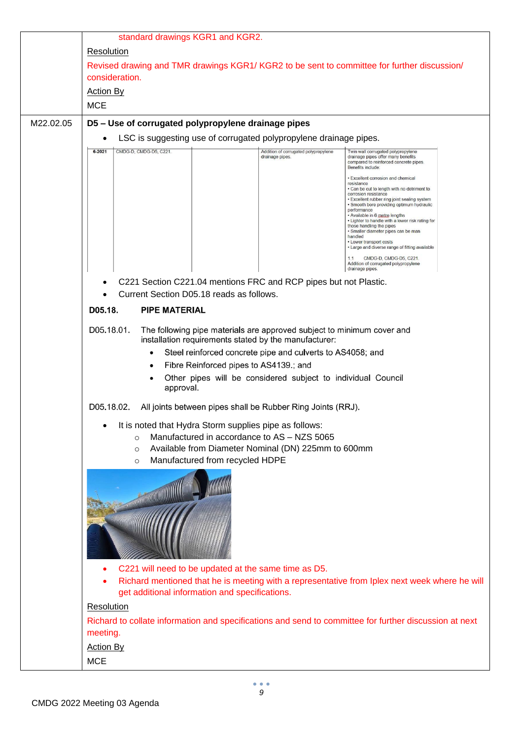| | |
|---|---|
| | standard drawings KGR1 and KGR2.<br><br>Resolution<br><br>Revised drawing and TMR drawings KGR1/ KGR2 to be sent to committee for further discussion/ consideration.<br><br>Action By<br><br>MCE |
| M22.02.05 | **D5 – Use of corrugated polypropylene drainage pipes**<br><br>• LSC is suggesting use of corrugated polypropylene drainage pipes. |

| 6-2021 | CMDG-D, CMDG-D5, C221. | | Addition of corrugated polypropylene drainage pipes. | Twin wall corrugated polypropylene drainage pipes offer many benefits compared to reinforced concrete pipes. Benefits include:<br><br>• Excellent corrosion and chemical resistance<br>• Can be cut to length with no detriment to corrosion resistance<br>• Excellent rubber ring joint sealing system<br>• Smooth bore providing optimum hydraulic performance<br>• Available in 6 metre lengths<br>• Lighter to handle with a lower risk rating for those handling the pipes<br>• Smaller diameter pipes can be man handled<br>• Lower transport costs<br>• Large and diverse range of fitting available<br><br>1.1 CMDG-D, CMDG-D5, C221.<br>Addition of corrugated polypropylene drainage pipes. |
|---|---|---|---|---|

- C221 Section C221.04 mentions FRC and RCP pipes but not Plastic.
- Current Section D05.18 reads as follows.

**D05.18. PIPE MATERIAL**

D05.18.01. The following pipe materials are approved subject to minimum cover and installation requirements stated by the manufacturer:

- Steel reinforced concrete pipe and culverts to AS4058; and
- Fibre Reinforced pipes to AS4139.; and
- Other pipes will be considered subject to individual Council approval.

D05.18.02. All joints between pipes shall be Rubber Ring Joints (RRJ).

- It is noted that Hydra Storm supplies pipe as follows:
  - Manufactured in accordance to AS – NZS 5065
  - Available from Diameter Nominal (DN) 225mm to 600mm
  - Manufactured from recycled HDPE

- C221 will need to be updated at the same time as D5.
- Richard mentioned that he is meeting with a representative from Iplex next week where he will get additional information and specifications.

Resolution

Richard to collate information and specifications and send to committee for further discussion at next meeting.

Action By

MCE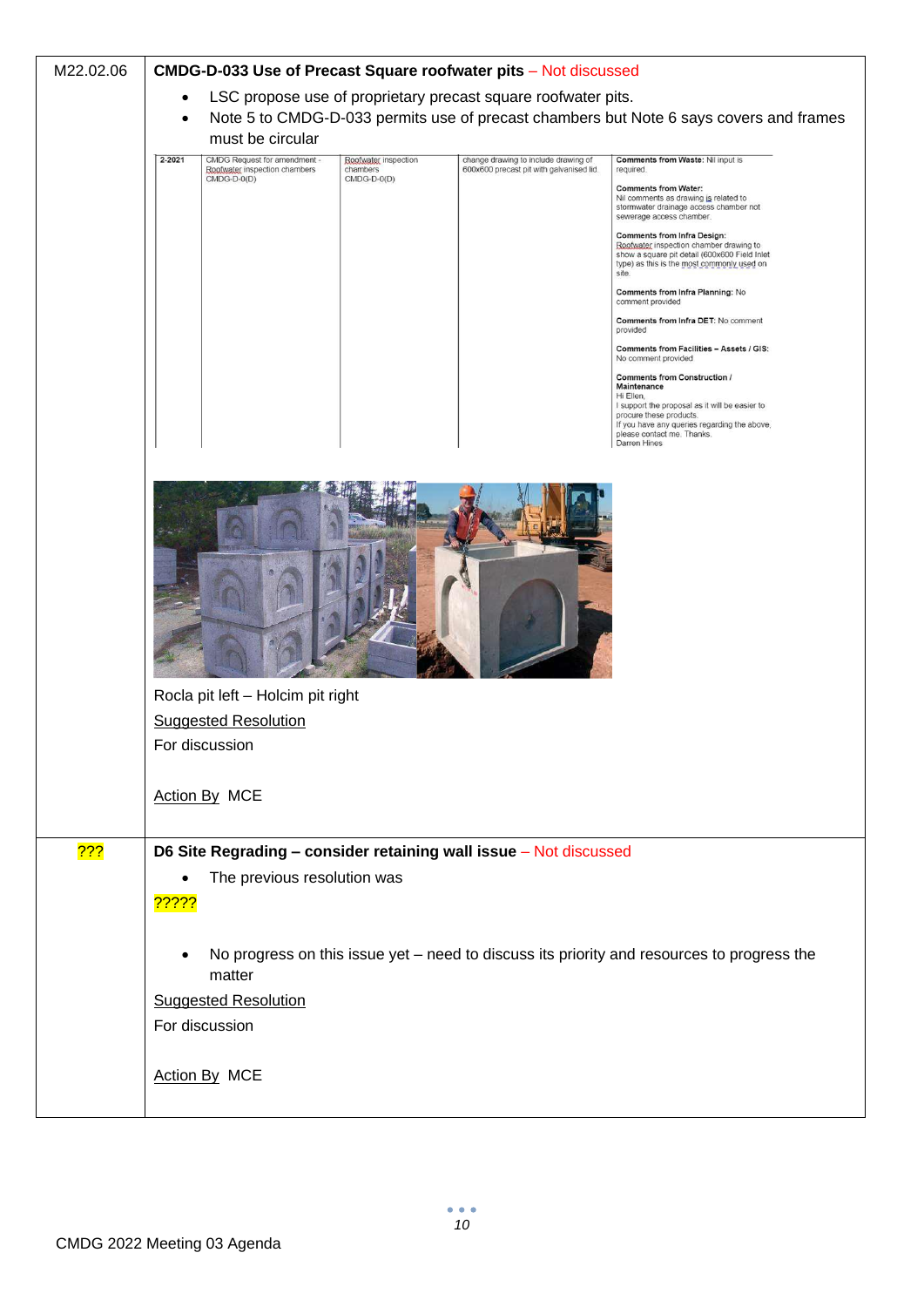| | |
|---|---|
| M22.02.06 | **CMDG-D-033 Use of Precast Square roofwater pits** – Not discussed |

- LSC propose use of proprietary precast square roofwater pits.
- Note 5 to CMDG-D-033 permits use of precast chambers but Note 6 says covers and frames must be circular

| | | | | |
|---|---|---|---|---|
| 2-2021 | CMDG Request for amendment - Roofwater inspection chambers CMDG-D-0(D) | Roofwater inspection chambers CMDG-D-0(D) | change drawing to include drawing of 600x600 precast pit with galvanised lid. | **Comments from Waste:** Nil input is required.<br><br>**Comments from Water:** Nil comments as drawing is related to stormwater drainage access chamber not sewerage access chamber.<br><br>**Comments from Infra Design:** Roofwater inspection chamber drawing to show a square pit detail (600x600 Field Inlet type) as this is the most commonly used on site.<br><br>**Comments from Infra Planning:** No comment provided<br><br>**Comments from Infra DET:** No comment provided<br><br>**Comments from Facilities – Assets / GIS:** No comment provided<br><br>**Comments from Construction / Maintenance**<br>Hi Ellen,<br>I support the proposal as it will be easier to procure these products.<br>If you have any queries regarding the above, please contact me. Thanks.<br>Darren Hines |

Rocla pit left – Holcim pit right

Suggested Resolution

For discussion

Action By MCE

| | |
|---|---|
| ??? | **D6 Site Regrading – consider retaining wall issue** – Not discussed |

- The previous resolution was

?????

- No progress on this issue yet – need to discuss its priority and resources to progress the matter

Suggested Resolution

For discussion

Action By MCE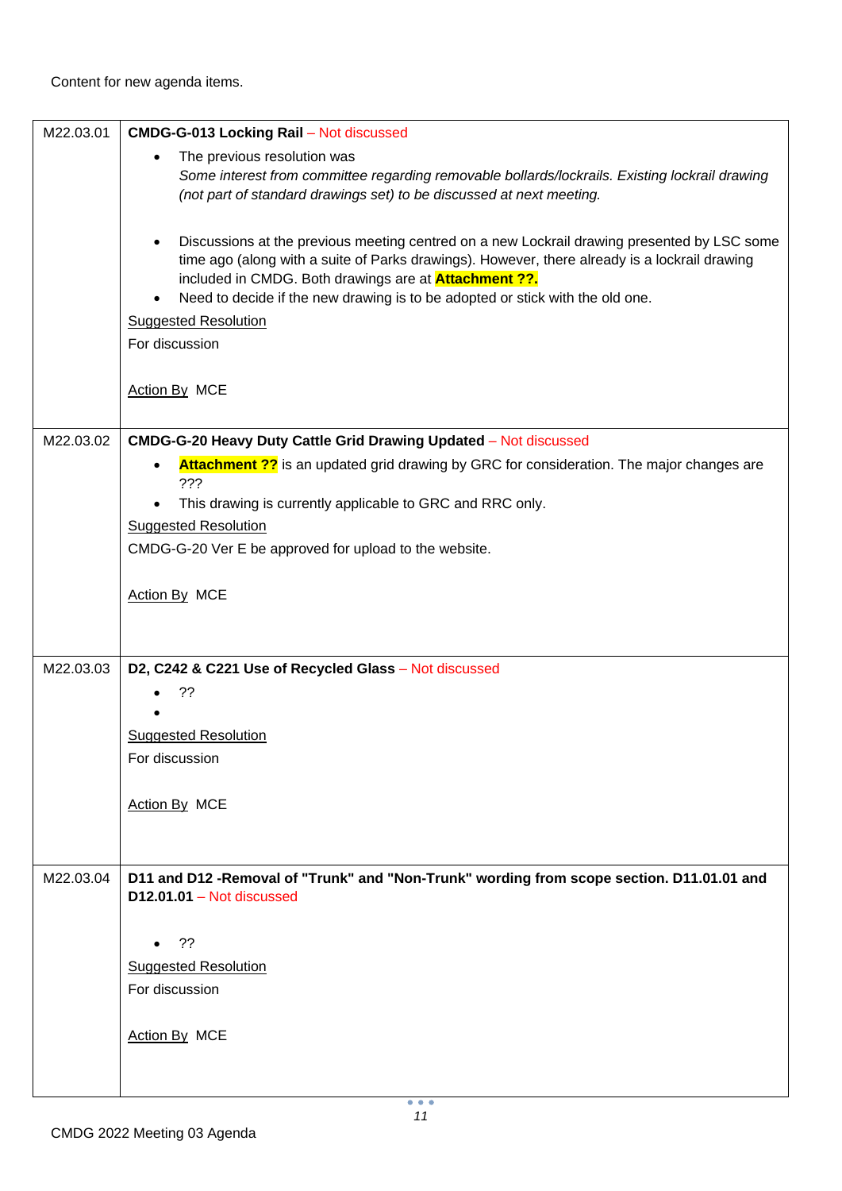Content for new agenda items.

| | |
|---|---|
| M22.03.01 | **CMDG-G-013 Locking Rail** – Not discussed<br>• The previous resolution was *Some interest from committee regarding removable bollards/lockrails. Existing lockrail drawing (not part of standard drawings set) to be discussed at next meeting.*<br>• Discussions at the previous meeting centred on a new Lockrail drawing presented by LSC some time ago (along with a suite of Parks drawings). However, there already is a lockrail drawing included in CMDG. Both drawings are at **Attachment ??.**<br>• Need to decide if the new drawing is to be adopted or stick with the old one.<br>Suggested Resolution<br>For discussion<br><br>Action By MCE |
| M22.03.02 | **CMDG-G-20 Heavy Duty Cattle Grid Drawing Updated** – Not discussed<br>• **Attachment ??** is an updated grid drawing by GRC for consideration. The major changes are ???<br>• This drawing is currently applicable to GRC and RRC only.<br>Suggested Resolution<br>CMDG-G-20 Ver E be approved for upload to the website.<br><br>Action By MCE |
| M22.03.03 | **D2, C242 & C221 Use of Recycled Glass** – Not discussed<br>• ??<br>•<br>Suggested Resolution<br>For discussion<br><br>Action By MCE |
| M22.03.04 | **D11 and D12 -Removal of "Trunk" and "Non-Trunk" wording from scope section. D11.01.01 and D12.01.01** – Not discussed<br><br>• ??<br>Suggested Resolution<br>For discussion<br><br>Action By MCE |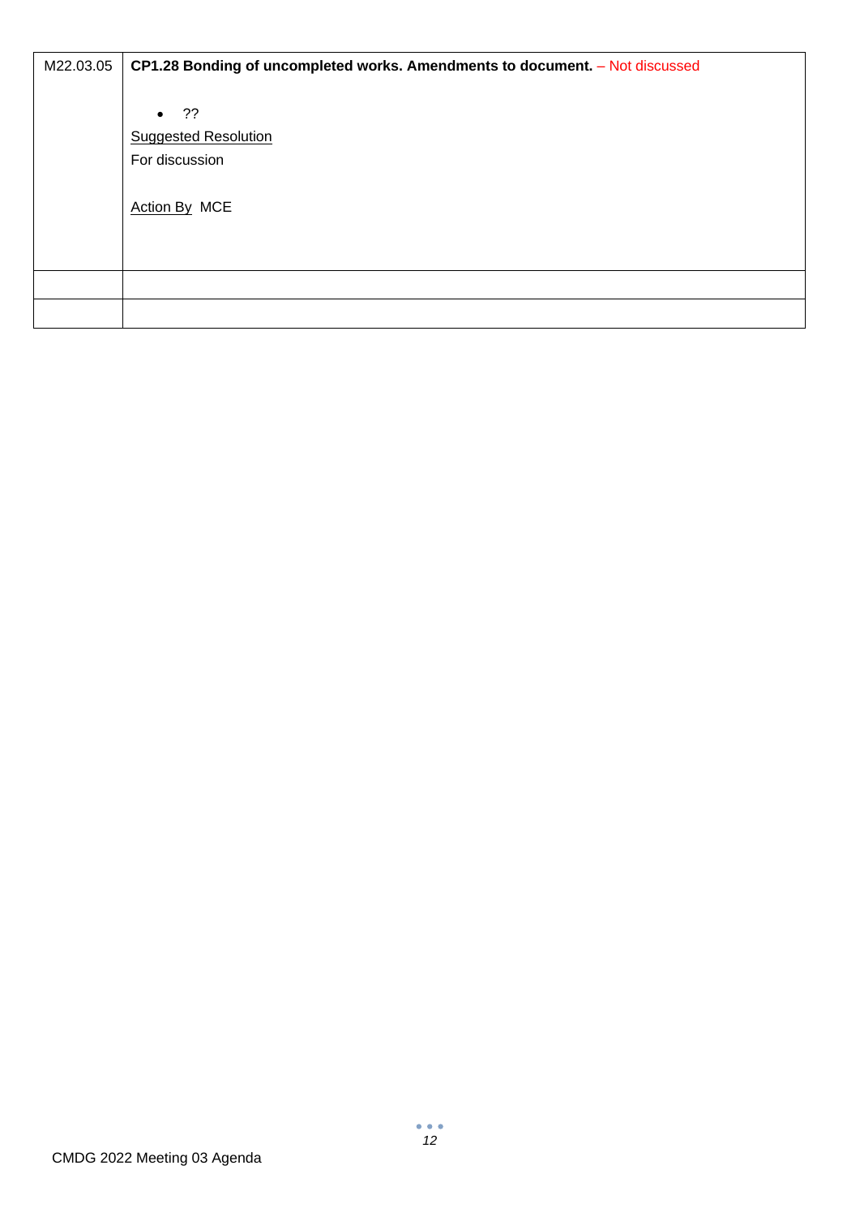| | |
|---|---|
| M22.03.05 | **CP1.28 Bonding of uncompleted works. Amendments to document.** – Not discussed<br><br>• ??<br><br><u>Suggested Resolution</u><br>For discussion<br><br><u>Action By</u> MCE |
| | |
| | |